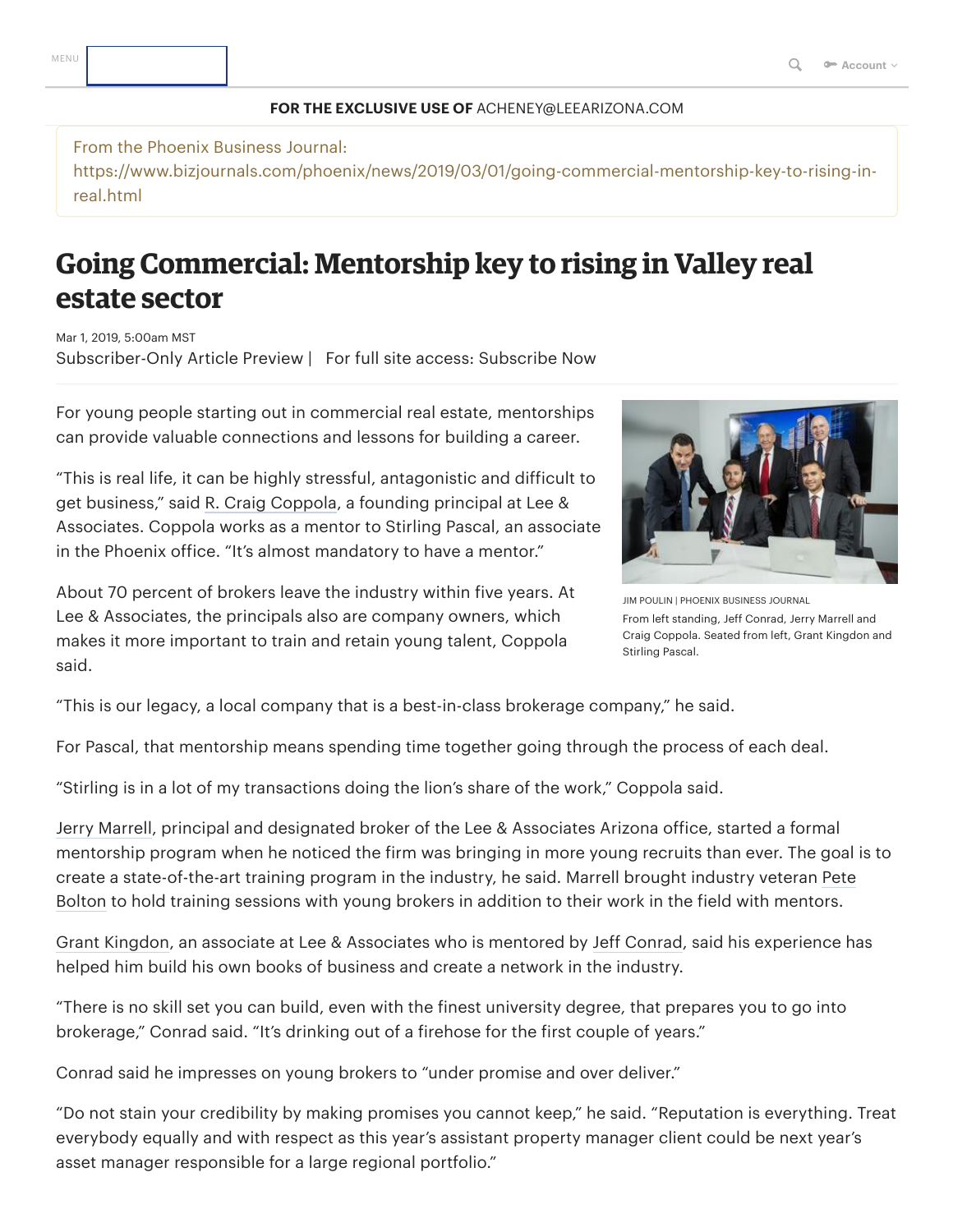FOR THE EXCLUSIVE USE OF ACHENEY@LEEARIZONA.COM

From the Phoenix Business Journal:
https://www.bizjournals.com/phoenix/news/2019/03/01/going-commercial-mentorship-key-to-rising-in-real.html

# Going Commercial: Mentorship key to rising in Valley real estate sector

Mar 1, 2019, 5:00am MST

Subscriber-Only Article Preview | For full site access: Subscribe Now

For young people starting out in commercial real estate, mentorships can provide valuable connections and lessons for building a career.

"This is real life, it can be highly stressful, antagonistic and difficult to get business," said R. Craig Coppola, a founding principal at Lee & Associates. Coppola works as a mentor to Stirling Pascal, an associate in the Phoenix office. "It's almost mandatory to have a mentor."

JIM POULIN | PHOENIX BUSINESS JOURNAL

From left standing, Jeff Conrad, Jerry Marrell and Craig Coppola. Seated from left, Grant Kingdon and Stirling Pascal.

About 70 percent of brokers leave the industry within five years. At Lee & Associates, the principals also are company owners, which makes it more important to train and retain young talent, Coppola said.

"This is our legacy, a local company that is a best-in-class brokerage company," he said.

For Pascal, that mentorship means spending time together going through the process of each deal.

"Stirling is in a lot of my transactions doing the lion's share of the work," Coppola said.

Jerry Marrell, principal and designated broker of the Lee & Associates Arizona office, started a formal mentorship program when he noticed the firm was bringing in more young recruits than ever. The goal is to create a state-of-the-art training program in the industry, he said. Marrell brought industry veteran Pete Bolton to hold training sessions with young brokers in addition to their work in the field with mentors.

Grant Kingdon, an associate at Lee & Associates who is mentored by Jeff Conrad, said his experience has helped him build his own books of business and create a network in the industry.

"There is no skill set you can build, even with the finest university degree, that prepares you to go into brokerage," Conrad said. "It's drinking out of a firehose for the first couple of years."

Conrad said he impresses on young brokers to "under promise and over deliver."

"Do not stain your credibility by making promises you cannot keep," he said. "Reputation is everything. Treat everybody equally and with respect as this year's assistant property manager client could be next year's asset manager responsible for a large regional portfolio."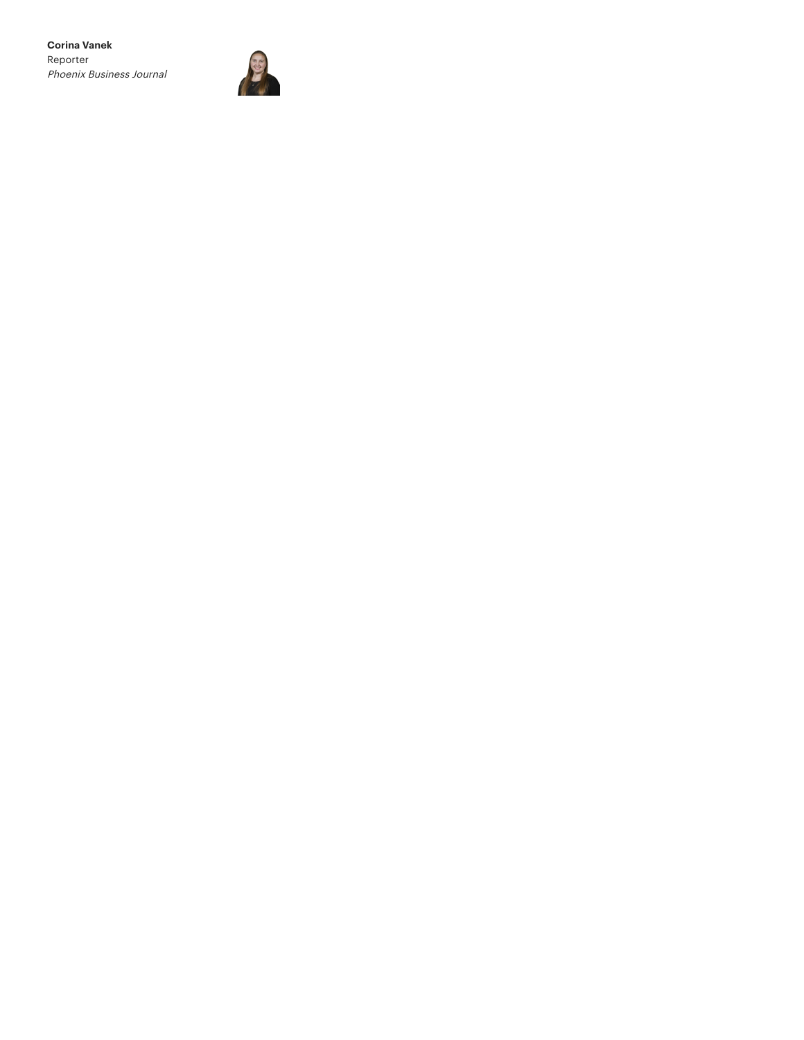**Corina Vanek**
Reporter
*Phoenix Business Journal*